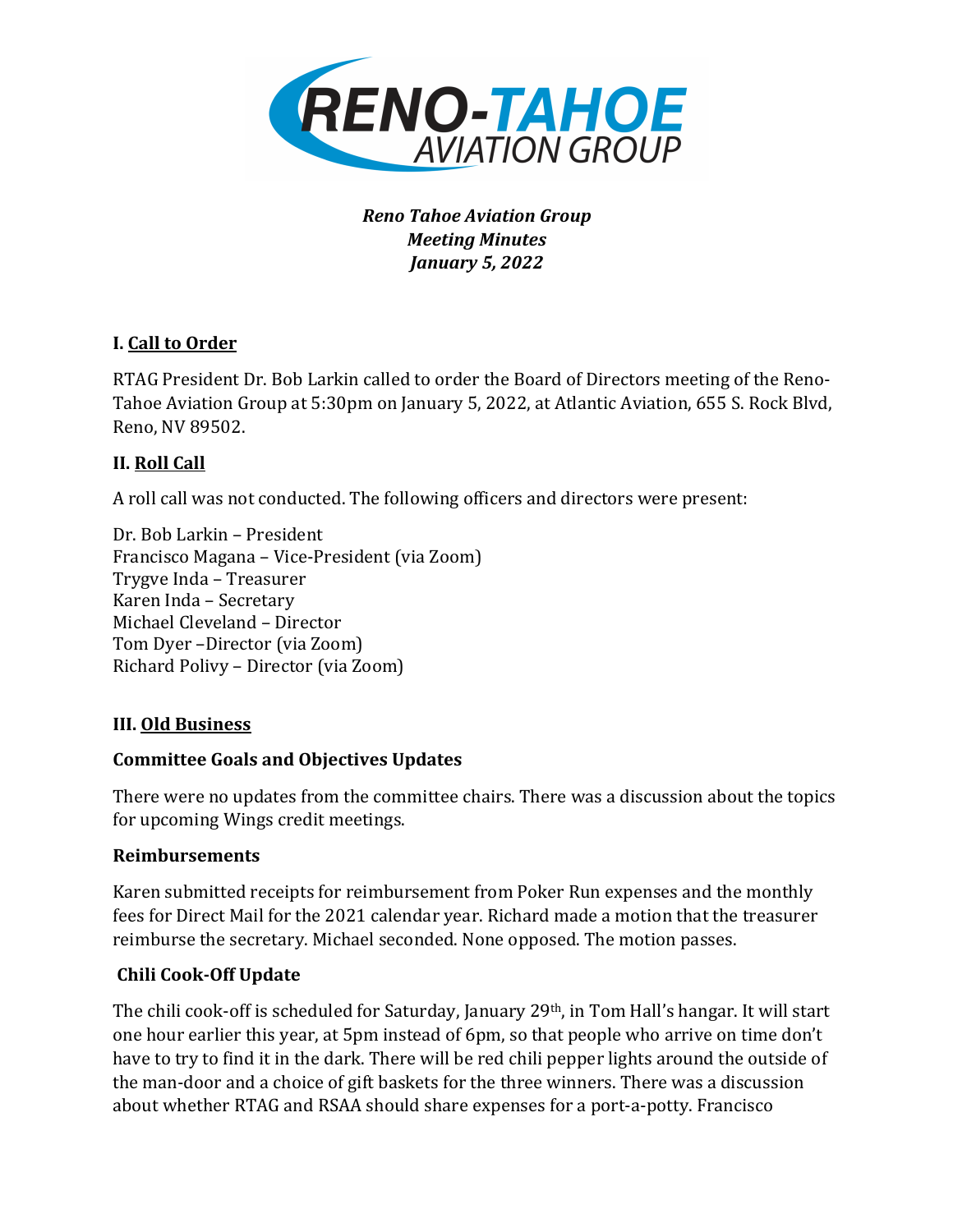*Reno Tahoe Aviation Group*
*Meeting Minutes*
*January 5, 2022*

## I. Call to Order

RTAG President Dr. Bob Larkin called to order the Board of Directors meeting of the Reno-Tahoe Aviation Group at 5:30pm on January 5, 2022, at Atlantic Aviation, 655 S. Rock Blvd, Reno, NV 89502.

## II. Roll Call

A roll call was not conducted. The following officers and directors were present:

Dr. Bob Larkin – President
Francisco Magana – Vice-President (via Zoom)
Trygve Inda – Treasurer
Karen Inda – Secretary
Michael Cleveland – Director
Tom Dyer –Director (via Zoom)
Richard Polivy – Director (via Zoom)

## III. Old Business

### Committee Goals and Objectives Updates

There were no updates from the committee chairs. There was a discussion about the topics for upcoming Wings credit meetings.

### Reimbursements

Karen submitted receipts for reimbursement from Poker Run expenses and the monthly fees for Direct Mail for the 2021 calendar year. Richard made a motion that the treasurer reimburse the secretary. Michael seconded. None opposed. The motion passes.

### Chili Cook-Off Update

The chili cook-off is scheduled for Saturday, January 29th, in Tom Hall's hangar. It will start one hour earlier this year, at 5pm instead of 6pm, so that people who arrive on time don't have to try to find it in the dark. There will be red chili pepper lights around the outside of the man-door and a choice of gift baskets for the three winners. There was a discussion about whether RTAG and RSAA should share expenses for a port-a-potty. Francisco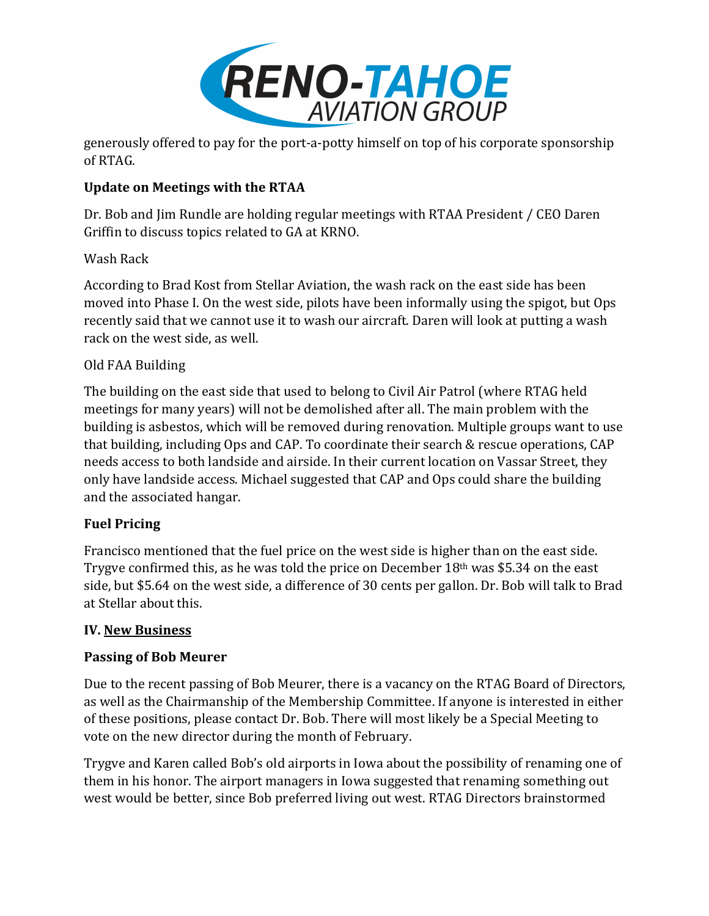generously offered to pay for the port-a-potty himself on top of his corporate sponsorship of RTAG.

**Update on Meetings with the RTAA**

Dr. Bob and Jim Rundle are holding regular meetings with RTAA President / CEO Daren Griffin to discuss topics related to GA at KRNO.

Wash Rack

According to Brad Kost from Stellar Aviation, the wash rack on the east side has been moved into Phase I. On the west side, pilots have been informally using the spigot, but Ops recently said that we cannot use it to wash our aircraft. Daren will look at putting a wash rack on the west side, as well.

Old FAA Building

The building on the east side that used to belong to Civil Air Patrol (where RTAG held meetings for many years) will not be demolished after all. The main problem with the building is asbestos, which will be removed during renovation. Multiple groups want to use that building, including Ops and CAP. To coordinate their search & rescue operations, CAP needs access to both landside and airside. In their current location on Vassar Street, they only have landside access. Michael suggested that CAP and Ops could share the building and the associated hangar.

**Fuel Pricing**

Francisco mentioned that the fuel price on the west side is higher than on the east side. Trygve confirmed this, as he was told the price on December 18th was $5.34 on the east side, but $5.64 on the west side, a difference of 30 cents per gallon. Dr. Bob will talk to Brad at Stellar about this.

**IV. <u>New Business</u>**

**Passing of Bob Meurer**

Due to the recent passing of Bob Meurer, there is a vacancy on the RTAG Board of Directors, as well as the Chairmanship of the Membership Committee. If anyone is interested in either of these positions, please contact Dr. Bob. There will most likely be a Special Meeting to vote on the new director during the month of February.

Trygve and Karen called Bob's old airports in Iowa about the possibility of renaming one of them in his honor. The airport managers in Iowa suggested that renaming something out west would be better, since Bob preferred living out west. RTAG Directors brainstormed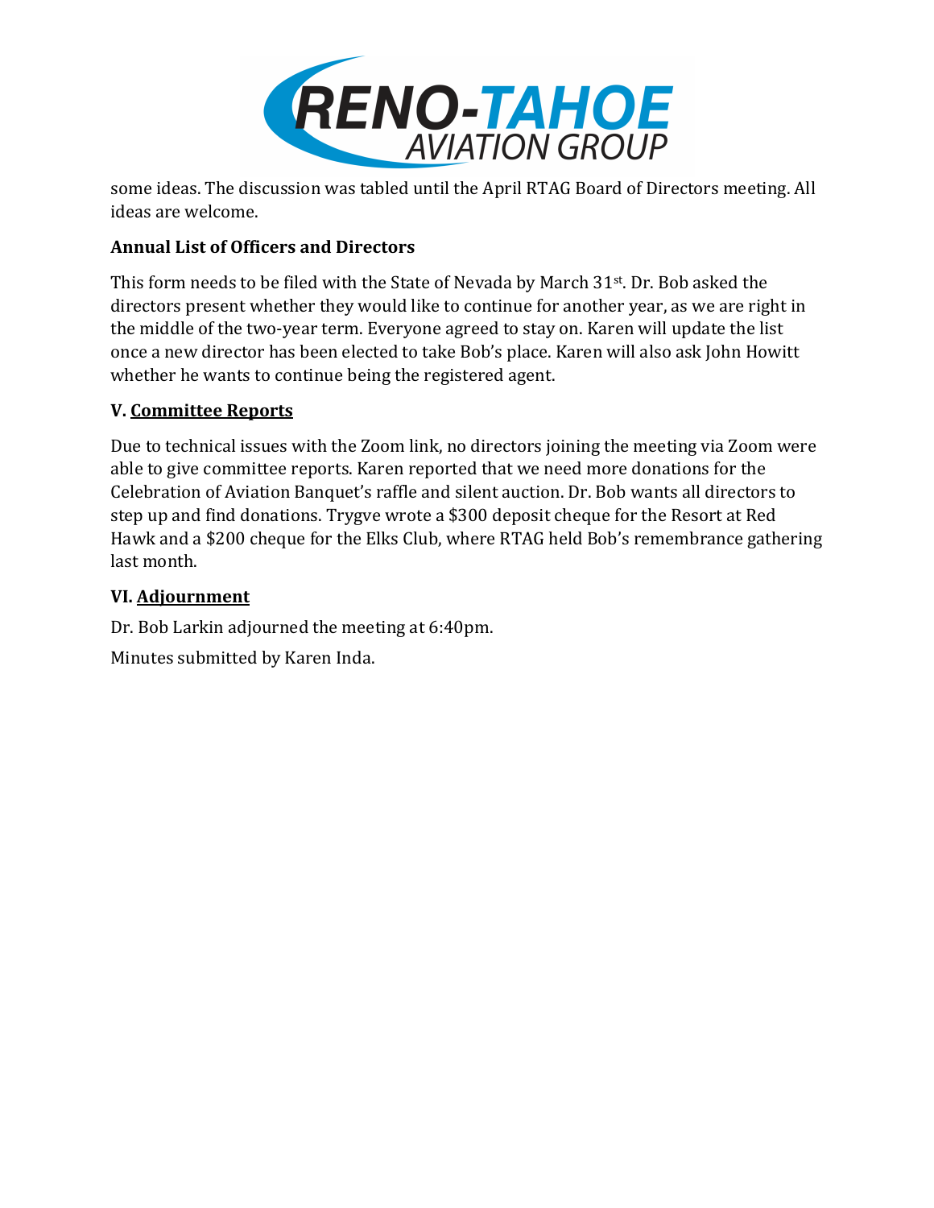some ideas. The discussion was tabled until the April RTAG Board of Directors meeting. All ideas are welcome.

**Annual List of Officers and Directors**

This form needs to be filed with the State of Nevada by March 31st. Dr. Bob asked the directors present whether they would like to continue for another year, as we are right in the middle of the two-year term. Everyone agreed to stay on. Karen will update the list once a new director has been elected to take Bob's place. Karen will also ask John Howitt whether he wants to continue being the registered agent.

### V. <u>Committee Reports</u>

Due to technical issues with the Zoom link, no directors joining the meeting via Zoom were able to give committee reports. Karen reported that we need more donations for the Celebration of Aviation Banquet's raffle and silent auction. Dr. Bob wants all directors to step up and find donations. Trygve wrote a $300 deposit cheque for the Resort at Red Hawk and a $200 cheque for the Elks Club, where RTAG held Bob's remembrance gathering last month.

### VI. <u>Adjournment</u>

Dr. Bob Larkin adjourned the meeting at 6:40pm.

Minutes submitted by Karen Inda.